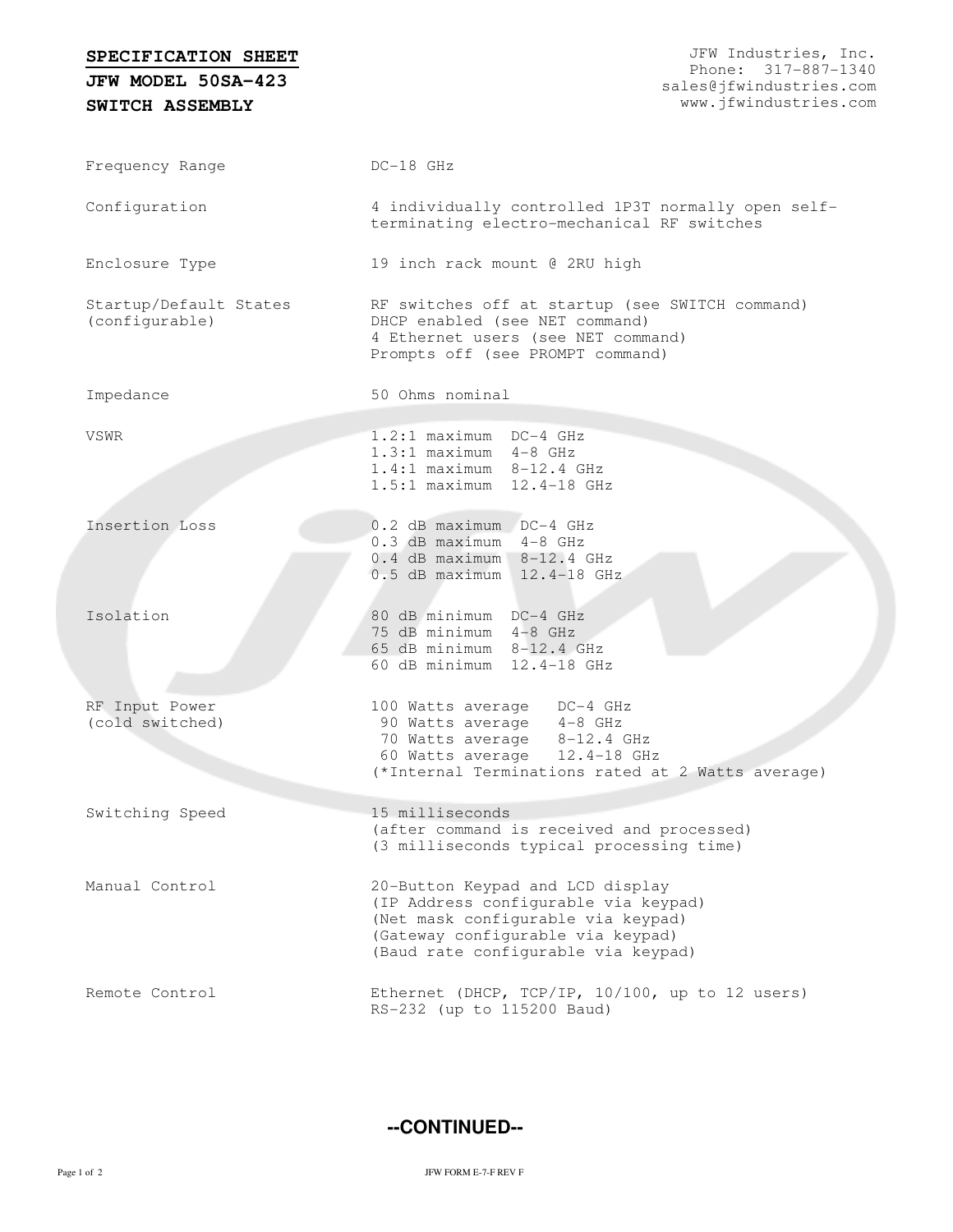# SPECIFICATION SHEET

## JFW MODEL 50SA-423

## SWITCH ASSEMBLY

JFW Industries, Inc.
Phone: 317-887-1340
sales@jfwindustries.com
www.jfwindustries.com

| | |
|---|---|
| Frequency Range | DC-18 GHz |
| Configuration | 4 individually controlled 1P3T normally open self-terminating electro-mechanical RF switches |
| Enclosure Type | 19 inch rack mount @ 2RU high |
| Startup/Default States (configurable) | RF switches off at startup (see SWITCH command)<br>DHCP enabled (see NET command)<br>4 Ethernet users (see NET command)<br>Prompts off (see PROMPT command) |
| Impedance | 50 Ohms nominal |
| VSWR | 1.2:1 maximum DC-4 GHz<br>1.3:1 maximum 4-8 GHz<br>1.4:1 maximum 8-12.4 GHz<br>1.5:1 maximum 12.4-18 GHz |
| Insertion Loss | 0.2 dB maximum DC-4 GHz<br>0.3 dB maximum 4-8 GHz<br>0.4 dB maximum 8-12.4 GHz<br>0.5 dB maximum 12.4-18 GHz |
| Isolation | 80 dB minimum DC-4 GHz<br>75 dB minimum 4-8 GHz<br>65 dB minimum 8-12.4 GHz<br>60 dB minimum 12.4-18 GHz |
| RF Input Power (cold switched) | 100 Watts average DC-4 GHz<br>90 Watts average 4-8 GHz<br>70 Watts average 8-12.4 GHz<br>60 Watts average 12.4-18 GHz<br>(*Internal Terminations rated at 2 Watts average) |
| Switching Speed | 15 milliseconds<br>(after command is received and processed)<br>(3 milliseconds typical processing time) |
| Manual Control | 20-Button Keypad and LCD display<br>(IP Address configurable via keypad)<br>(Net mask configurable via keypad)<br>(Gateway configurable via keypad)<br>(Baud rate configurable via keypad) |
| Remote Control | Ethernet (DHCP, TCP/IP, 10/100, up to 12 users)<br>RS-232 (up to 115200 Baud) |

**--CONTINUED--**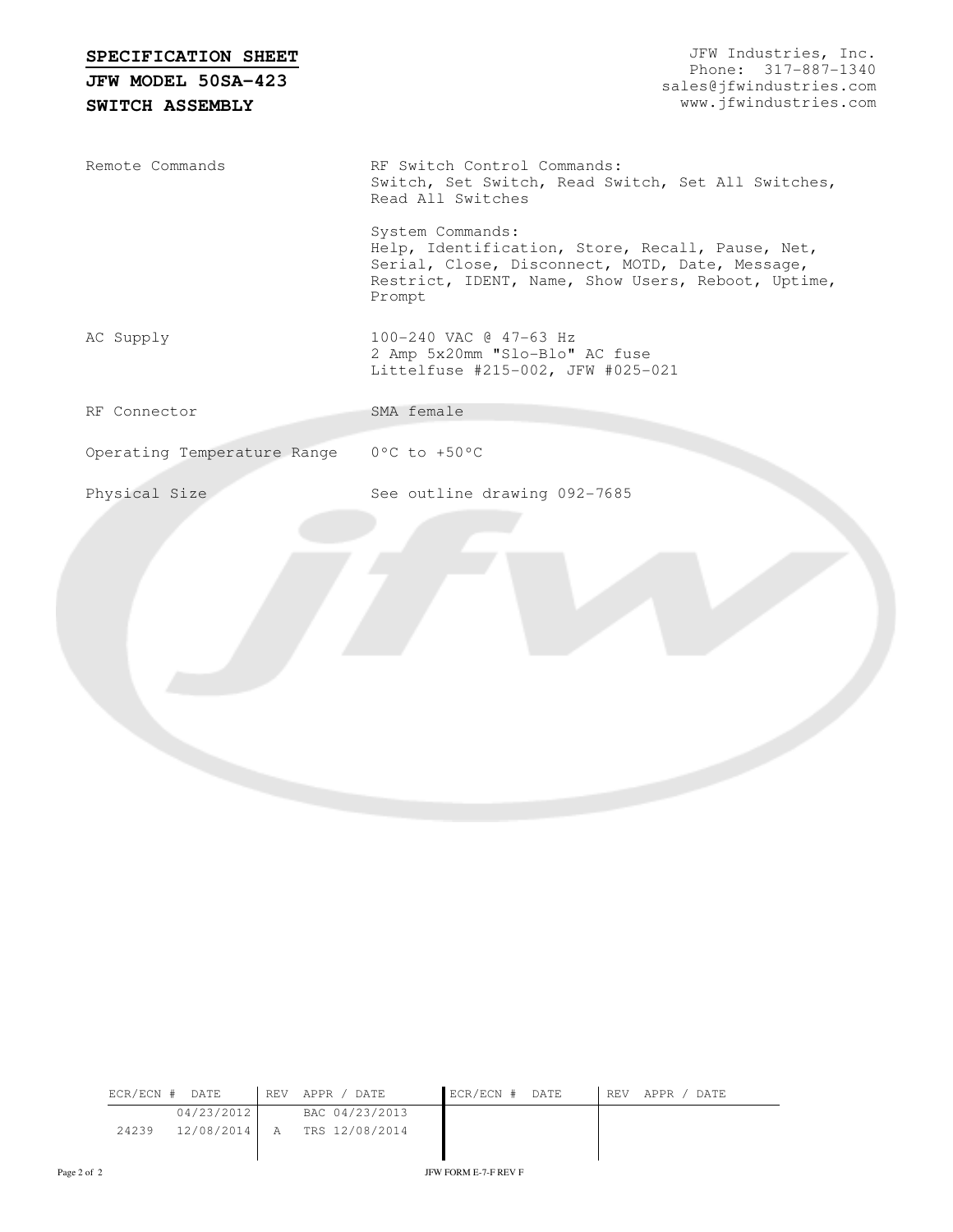**SPECIFICATION SHEET**

**JFW MODEL 50SA-423**

**SWITCH ASSEMBLY**

JFW Industries, Inc.
Phone: 317-887-1340
sales@jfwindustries.com
www.jfwindustries.com

| | |
|---|---|
| Remote Commands | RF Switch Control Commands:<br>Switch, Set Switch, Read Switch, Set All Switches, Read All Switches<br><br>System Commands:<br>Help, Identification, Store, Recall, Pause, Net, Serial, Close, Disconnect, MOTD, Date, Message, Restrict, IDENT, Name, Show Users, Reboot, Uptime, Prompt |
| AC Supply | 100-240 VAC @ 47-63 Hz<br>2 Amp 5x20mm "Slo-Blo" AC fuse<br>Littelfuse #215-002, JFW #025-021 |
| RF Connector | SMA female |
| Operating Temperature Range | 0°C to +50°C |
| Physical Size | See outline drawing 092-7685 |

| ECR/ECN # | DATE | REV | APPR / DATE | ECR/ECN # | DATE | REV | APPR / DATE |
|---|---|---|---|---|---|---|---|
| | 04/23/2012 | | BAC 04/23/2013 | | | | |
| 24239 | 12/08/2014 | A | TRS 12/08/2014 | | | | |

JFW FORM E-7-F REV F